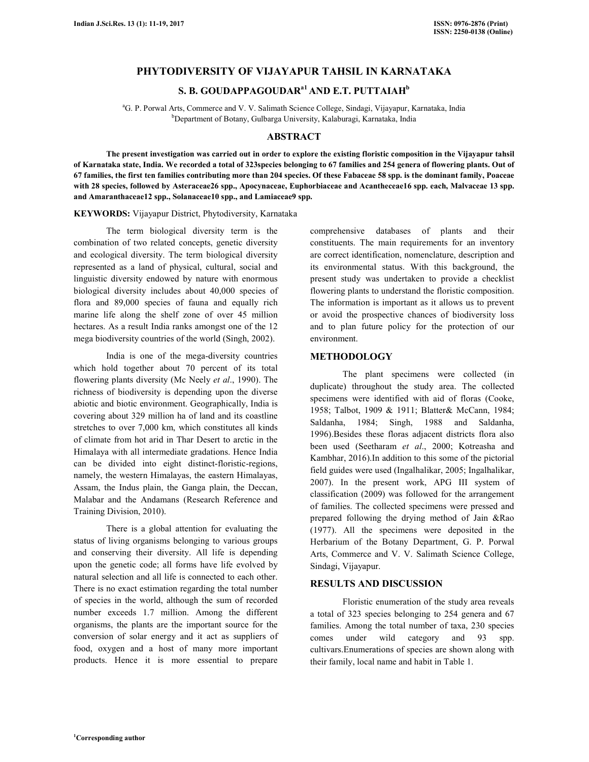# PHYTODIVERSITY OF VIJAYAPUR TAHSIL IN KARNATAKA

## S. B. GOUDAPPAGOUDAR[a1] AND E.T. PUTTAIAH[b]

[a]G. P. Porwal Arts, Commerce and V. V. Salimath Science College, Sindagi, Vijayapur, Karnataka, India
[b]Department of Botany, Gulbarga University, Kalaburagi, Karnataka, India

## ABSTRACT

**The present investigation was carried out in order to explore the existing floristic composition in the Vijayapur tahsil of Karnataka state, India. We recorded a total of 323species belonging to 67 families and 254 genera of flowering plants. Out of 67 families, the first ten families contributing more than 204 species. Of these Fabaceae 58 spp. is the dominant family, Poaceae with 28 species, followed by Asteraceae26 spp., Apocynaceae, Euphorbiaceae and Acantheceae16 spp. each, Malvaceae 13 spp. and Amaranthaceae12 spp., Solanaceae10 spp., and Lamiaceae9 spp.**

**KEYWORDS:** Vijayapur District, Phytodiversity, Karnataka

The term biological diversity term is the combination of two related concepts, genetic diversity and ecological diversity. The term biological diversity represented as a land of physical, cultural, social and linguistic diversity endowed by nature with enormous biological diversity includes about 40,000 species of flora and 89,000 species of fauna and equally rich marine life along the shelf zone of over 45 million hectares. As a result India ranks amongst one of the 12 mega biodiversity countries of the world (Singh, 2002).

India is one of the mega-diversity countries which hold together about 70 percent of its total flowering plants diversity (Mc Neely *et al*., 1990). The richness of biodiversity is depending upon the diverse abiotic and biotic environment. Geographically, India is covering about 329 million ha of land and its coastline stretches to over 7,000 km, which constitutes all kinds of climate from hot arid in Thar Desert to arctic in the Himalaya with all intermediate gradations. Hence India can be divided into eight distinct-floristic-regions, namely, the western Himalayas, the eastern Himalayas, Assam, the Indus plain, the Ganga plain, the Deccan, Malabar and the Andamans (Research Reference and Training Division, 2010).

There is a global attention for evaluating the status of living organisms belonging to various groups and conserving their diversity. All life is depending upon the genetic code; all forms have life evolved by natural selection and all life is connected to each other. There is no exact estimation regarding the total number of species in the world, although the sum of recorded number exceeds 1.7 million. Among the different organisms, the plants are the important source for the conversion of solar energy and it act as suppliers of food, oxygen and a host of many more important products. Hence it is more essential to prepare comprehensive databases of plants and their constituents. The main requirements for an inventory are correct identification, nomenclature, description and its environmental status. With this background, the present study was undertaken to provide a checklist flowering plants to understand the floristic composition. The information is important as it allows us to prevent or avoid the prospective chances of biodiversity loss and to plan future policy for the protection of our environment.

## METHODOLOGY

The plant specimens were collected (in duplicate) throughout the study area. The collected specimens were identified with aid of floras (Cooke, 1958; Talbot, 1909 & 1911; Blatter& McCann, 1984; Saldanha, 1984; Singh, 1988 and Saldanha, 1996).Besides these floras adjacent districts flora also been used (Seetharam *et al*., 2000; Kotreasha and Kambhar, 2016).In addition to this some of the pictorial field guides were used (Ingalhalikar, 2005; Ingalhalikar, 2007). In the present work, APG III system of classification (2009) was followed for the arrangement of families. The collected specimens were pressed and prepared following the drying method of Jain &Rao (1977). All the specimens were deposited in the Herbarium of the Botany Department, G. P. Porwal Arts, Commerce and V. V. Salimath Science College, Sindagi, Vijayapur.

## RESULTS AND DISCUSSION

Floristic enumeration of the study area reveals a total of 323 species belonging to 254 genera and 67 families. Among the total number of taxa, 230 species comes under wild category and 93 spp. cultivars.Enumerations of species are shown along with their family, local name and habit in Table 1.

[1]Corresponding author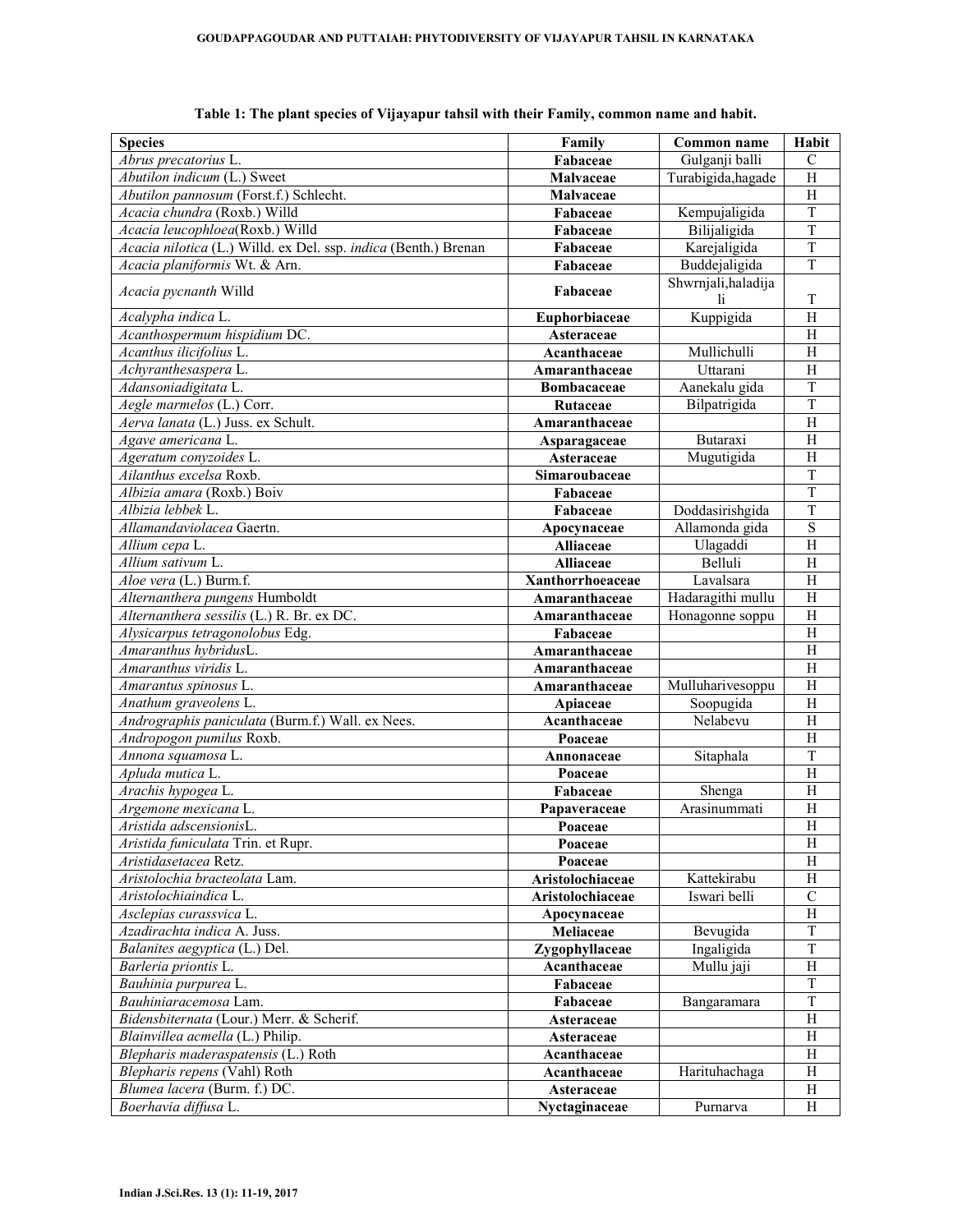**Table 1: The plant species of Vijayapur tahsil with their Family, common name and habit.**

| Species | Family | Common name | Habit |
|---|---|---|---|
| *Abrus precatorius* L. | **Fabaceae** | Gulganji balli | C |
| *Abutilon indicum* (L.) Sweet | **Malvaceae** | Turabigida,hagade | H |
| *Abutilon pannosum* (Forst.f.) Schlecht. | **Malvaceae** | | H |
| *Acacia chundra* (Roxb.) Willd | **Fabaceae** | Kempujaligida | T |
| *Acacia leucophloea*(Roxb.) Willd | **Fabaceae** | Bilijaligida | T |
| *Acacia nilotica* (L.) Willd. ex Del. ssp. *indica* (Benth.) Brenan | **Fabaceae** | Karejaligida | T |
| *Acacia planiformis* Wt. & Arn. | **Fabaceae** | Buddejaligida | T |
| *Acacia pycnanth* Willd | **Fabaceae** | Shwrnjali,haladijali | T |
| *Acalypha indica* L. | **Euphorbiaceae** | Kuppigida | H |
| *Acanthospermum hispidium* DC. | **Asteraceae** | | H |
| *Acanthus ilicifolius* L. | **Acanthaceae** | Mullichulli | H |
| *Achyranthesaspera* L. | **Amaranthaceae** | Uttarani | H |
| *Adansoniadigitata* L. | **Bombacaceae** | Aanekalu gida | T |
| *Aegle marmelos* (L.) Corr. | **Rutaceae** | Bilpatrigida | T |
| *Aerva lanata* (L.) Juss. ex Schult. | **Amaranthaceae** | | H |
| *Agave americana* L. | **Asparagaceae** | Butaraxi | H |
| *Ageratum conyzoides* L. | **Asteraceae** | Mugutigida | H |
| *Ailanthus excelsa* Roxb. | **Simaroubaceae** | | T |
| *Albizia amara* (Roxb.) Boiv | **Fabaceae** | | T |
| *Albizia lebbek* L. | **Fabaceae** | Doddasirishgida | T |
| *Allamandaviolacea* Gaertn. | **Apocynaceae** | Allamonda gida | S |
| *Allium cepa* L. | **Alliaceae** | Ulagaddi | H |
| *Allium sativum* L. | **Alliaceae** | Belluli | H |
| *Aloe vera* (L.) Burm.f. | **Xanthorrhoeaceae** | Lavalsara | H |
| *Alternanthera pungens* Humboldt | **Amaranthaceae** | Hadaragithi mullu | H |
| *Alternanthera sessilis* (L.) R. Br. ex DC. | **Amaranthaceae** | Honagonne soppu | H |
| *Alysicarpus tetragonolobus* Edg. | **Fabaceae** | | H |
| *Amaranthus hybridus*L. | **Amaranthaceae** | | H |
| *Amaranthus viridis* L. | **Amaranthaceae** | | H |
| *Amarantus spinosus* L. | **Amaranthaceae** | Mulluharivesoppu | H |
| *Anathum graveolens* L. | **Apiaceae** | Soopugida | H |
| *Andrographis paniculata* (Burm.f.) Wall. ex Nees. | **Acanthaceae** | Nelabevu | H |
| *Andropogon pumilus* Roxb. | **Poaceae** | | H |
| *Annona squamosa* L. | **Annonaceae** | Sitaphala | T |
| *Apluda mutica* L. | **Poaceae** | | H |
| *Arachis hypogea* L. | **Fabaceae** | Shenga | H |
| *Argemone mexicana* L. | **Papaveraceae** | Arasinummati | H |
| *Aristida adscensionis*L. | **Poaceae** | | H |
| *Aristida funiculata* Trin. et Rupr. | **Poaceae** | | H |
| *Aristidasetacea* Retz. | **Poaceae** | | H |
| *Aristolochia bracteolata* Lam. | **Aristolochiaceae** | Kattekirabu | H |
| *Aristolochiaindica* L. | **Aristolochiaceae** | Iswari belli | C |
| *Asclepias curassvica* L. | **Apocynaceae** | | H |
| *Azadirachta indica* A. Juss. | **Meliaceae** | Bevugida | T |
| *Balanites aegyptica* (L.) Del. | **Zygophyllaceae** | Ingaligida | T |
| *Barleria priontis* L. | **Acanthaceae** | Mullu jaji | H |
| *Bauhinia purpurea* L. | **Fabaceae** | | T |
| *Bauhiniaracemosa* Lam. | **Fabaceae** | Bangaramara | T |
| *Bidensbiternata* (Lour.) Merr. & Scherif. | **Asteraceae** | | H |
| *Blainvillea acmella* (L.) Philip. | **Asteraceae** | | H |
| *Blepharis maderaspatensis* (L.) Roth | **Acanthaceae** | | H |
| *Blepharis repens* (Vahl) Roth | **Acanthaceae** | Harituhachaga | H |
| *Blumea lacera* (Burm. f.) DC. | **Asteraceae** | | H |
| *Boerhavia diffusa* L. | **Nyctaginaceae** | Purnarva | H |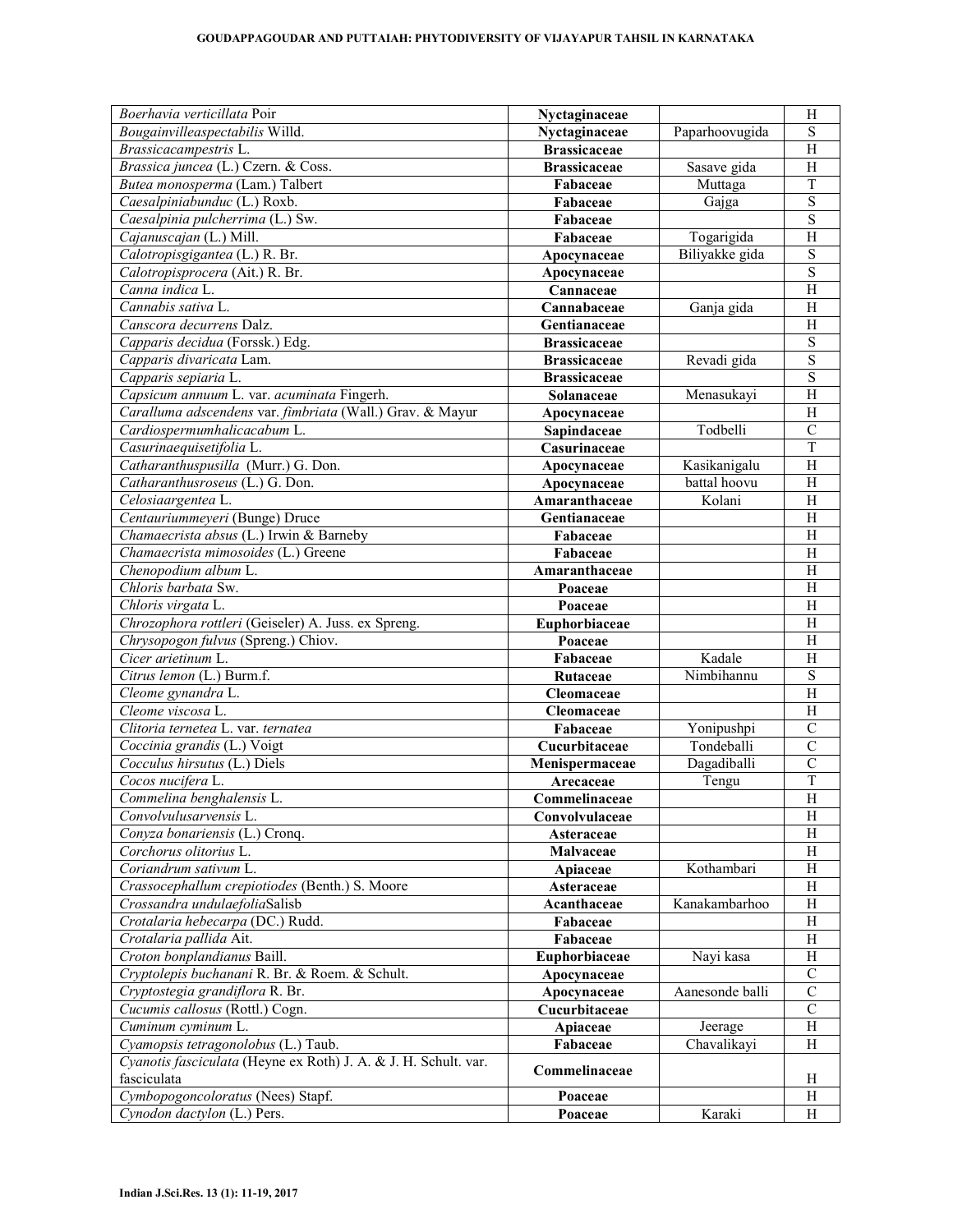| *Boerhavia verticillata* Poir | **Nyctaginaceae** | | H |
|---|---|---|---|
| *Bougainvilleaspectabilis* Willd. | **Nyctaginaceae** | Paparhoovugida | S |
| *Brassicacampestris* L. | **Brassicaceae** | | H |
| *Brassica juncea* (L.) Czern. & Coss. | **Brassicaceae** | Sasave gida | H |
| *Butea monosperma* (Lam.) Talbert | **Fabaceae** | Muttaga | T |
| *Caesalpiniabunduc* (L.) Roxb. | **Fabaceae** | Gajga | S |
| *Caesalpinia pulcherrima* (L.) Sw. | **Fabaceae** | | S |
| *Cajanuscajan* (L.) Mill. | **Fabaceae** | Togarigida | H |
| *Calotropisgigantea* (L.) R. Br. | **Apocynaceae** | Biliyakke gida | S |
| *Calotropisprocera* (Ait.) R. Br. | **Apocynaceae** | | S |
| *Canna indica* L. | **Cannaceae** | | H |
| *Cannabis sativa* L. | **Cannabaceae** | Ganja gida | H |
| *Canscora decurrens* Dalz. | **Gentianaceae** | | H |
| *Capparis decidua* (Forssk.) Edg. | **Brassicaceae** | | S |
| *Capparis divaricata* Lam. | **Brassicaceae** | Revadi gida | S |
| *Capparis sepiaria* L. | **Brassicaceae** | | S |
| *Capsicum annuum* L. var. *acuminata* Fingerh. | **Solanaceae** | Menasukayi | H |
| *Caralluma adscendens* var. *fimbriata* (Wall.) Grav. & Mayur | **Apocynaceae** | | H |
| *Cardiospermumhalicacabum* L. | **Sapindaceae** | Todbelli | C |
| *Casurinaequisetifolia* L. | **Casurinaceae** | | T |
| *Catharanthuspusilla* (Murr.) G. Don. | **Apocynaceae** | Kasikanigalu | H |
| *Catharanthusroseus* (L.) G. Don. | **Apocynaceae** | battal hoovu | H |
| *Celosiaargentea* L. | **Amaranthaceae** | Kolani | H |
| *Centauriummeyeri* (Bunge) Druce | **Gentianaceae** | | H |
| *Chamaecrista absus* (L.) Irwin & Barneby | **Fabaceae** | | H |
| *Chamaecrista mimosoides* (L.) Greene | **Fabaceae** | | H |
| *Chenopodium album* L. | **Amaranthaceae** | | H |
| *Chloris barbata* Sw. | **Poaceae** | | H |
| *Chloris virgata* L. | **Poaceae** | | H |
| *Chrozophora rottleri* (Geiseler) A. Juss. ex Spreng. | **Euphorbiaceae** | | H |
| *Chrysopogon fulvus* (Spreng.) Chiov. | **Poaceae** | | H |
| *Cicer arietinum* L. | **Fabaceae** | Kadale | H |
| *Citrus lemon* (L.) Burm.f. | **Rutaceae** | Nimbihannu | S |
| *Cleome gynandra* L. | **Cleomaceae** | | H |
| *Cleome viscosa* L. | **Cleomaceae** | | H |
| *Clitoria ternetea* L. var. *ternatea* | **Fabaceae** | Yonipushpi | C |
| *Coccinia grandis* (L.) Voigt | **Cucurbitaceae** | Tondeballi | C |
| *Cocculus hirsutus* (L.) Diels | **Menispermaceae** | Dagadiballi | C |
| *Cocos nucifera* L. | **Arecaceae** | Tengu | T |
| *Commelina benghalensis* L. | **Commelinaceae** | | H |
| *Convolvulusarvensis* L. | **Convolvulaceae** | | H |
| *Conyza bonariensis* (L.) Cronq. | **Asteraceae** | | H |
| *Corchorus olitorius* L. | **Malvaceae** | | H |
| *Coriandrum sativum* L. | **Apiaceae** | Kothambari | H |
| *Crassocephallum crepiotiodes* (Benth.) S. Moore | **Asteraceae** | | H |
| *Crossandra undulaefolia*Salisb | **Acanthaceae** | Kanakambarhoo | H |
| *Crotalaria hebecarpa* (DC.) Rudd. | **Fabaceae** | | H |
| *Crotalaria pallida* Ait. | **Fabaceae** | | H |
| *Croton bonplandianus* Baill. | **Euphorbiaceae** | Nayi kasa | H |
| *Cryptolepis buchanani* R. Br. & Roem. & Schult. | **Apocynaceae** | | C |
| *Cryptostegia grandiflora* R. Br. | **Apocynaceae** | Aanesonde balli | C |
| *Cucumis callosus* (Rottl.) Cogn. | **Cucurbitaceae** | | C |
| *Cuminum cyminum* L. | **Apiaceae** | Jeerage | H |
| *Cyamopsis tetragonolobus* (L.) Taub. | **Fabaceae** | Chavalikayi | H |
| *Cyanotis fasciculata* (Heyne ex Roth) J. A. & J. H. Schult. var. fasciculata | **Commelinaceae** | | H |
| *Cymbopogoncoloratus* (Nees) Stapf. | **Poaceae** | | H |
| *Cynodon dactylon* (L.) Pers. | **Poaceae** | Karaki | H |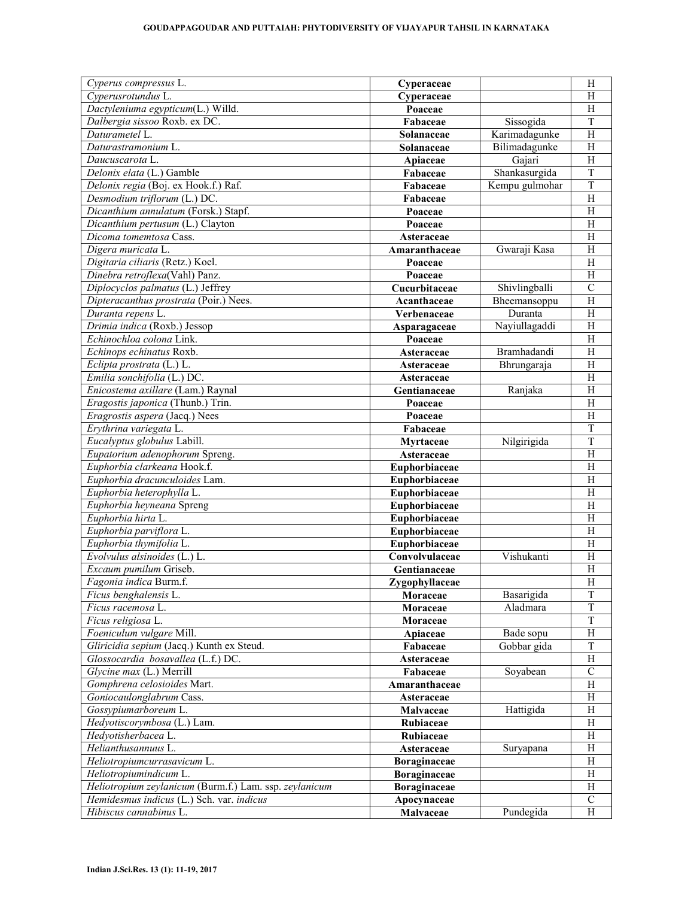| | | | |
|---|---|---|---|
| *Cyperus compressus* L. | **Cyperaceae** | | H |
| *Cyperusrotundus* L. | **Cyperaceae** | | H |
| *Dactyleniuma egypticum*(L.) Willd. | **Poaceae** | | H |
| *Dalbergia sissoo* Roxb. ex DC. | **Fabaceae** | Sissogida | T |
| *Daturametel* L. | **Solanaceae** | Karimadagunke | H |
| *Daturastramonium* L. | **Solanaceae** | Bilimadagunke | H |
| *Daucuscarota* L. | **Apiaceae** | Gajari | H |
| *Delonix elata* (L.) Gamble | **Fabaceae** | Shankasurgida | T |
| *Delonix regia* (Boj. ex Hook.f.) Raf. | **Fabaceae** | Kempu gulmohar | T |
| *Desmodium triflorum* (L.) DC. | **Fabaceae** | | H |
| *Dicanthium annulatum* (Forsk.) Stapf. | **Poaceae** | | H |
| *Dicanthium pertusum* (L.) Clayton | **Poaceae** | | H |
| *Dicoma tomemtosa* Cass. | **Asteraceae** | | H |
| *Digera muricata* L. | **Amaranthaceae** | Gwaraji Kasa | H |
| *Digitaria ciliaris* (Retz.) Koel. | **Poaceae** | | H |
| *Dinebra retroflexa*(Vahl) Panz. | **Poaceae** | | H |
| *Diplocyclos palmatus* (L.) Jeffrey | **Cucurbitaceae** | Shivlingballi | C |
| *Dipteracanthus prostrata* (Poir.) Nees. | **Acanthaceae** | Bheemansoppu | H |
| *Duranta repens* L. | **Verbenaceae** | Duranta | H |
| *Drimia indica* (Roxb.) Jessop | **Asparagaceae** | Nayiullagaddi | H |
| *Echinochloa colona* Link. | **Poaceae** | | H |
| *Echinops echinatus* Roxb. | **Asteraceae** | Bramhadandi | H |
| *Eclipta prostrata* (L.) L. | **Asteraceae** | Bhrungaraja | H |
| *Emilia sonchifolia* (L.) DC. | **Asteraceae** | | H |
| *Enicostema axillare* (Lam.) Raynal | **Gentianaceae** | Ranjaka | H |
| *Eragostis japonica* (Thunb.) Trin. | **Poaceae** | | H |
| *Eragrostis aspera* (Jacq.) Nees | **Poaceae** | | H |
| *Erythrina variegata* L. | **Fabaceae** | | T |
| *Eucalyptus globulus* Labill. | **Myrtaceae** | Nilgirigida | T |
| *Eupatorium adenophorum* Spreng. | **Asteraceae** | | H |
| *Euphorbia clarkeana* Hook.f. | **Euphorbiaceae** | | H |
| *Euphorbia dracunculoides* Lam. | **Euphorbiaceae** | | H |
| *Euphorbia heterophylla* L. | **Euphorbiaceae** | | H |
| *Euphorbia heyneana* Spreng | **Euphorbiaceae** | | H |
| *Euphorbia hirta* L. | **Euphorbiaceae** | | H |
| *Euphorbia parviflora* L. | **Euphorbiaceae** | | H |
| *Euphorbia thymifolia* L. | **Euphorbiaceae** | | H |
| *Evolvulus alsinoides* (L.) L. | **Convolvulaceae** | Vishukanti | H |
| *Excaum pumilum* Griseb. | **Gentianaceae** | | H |
| *Fagonia indica* Burm.f. | **Zygophyllaceae** | | H |
| *Ficus benghalensis* L. | **Moraceae** | Basarigida | T |
| *Ficus racemosa* L. | **Moraceae** | Aladmara | T |
| *Ficus religiosa* L. | **Moraceae** | | T |
| *Foeniculum vulgare* Mill. | **Apiaceae** | Bade sopu | H |
| *Gliricidia sepium* (Jacq.) Kunth ex Steud. | **Fabaceae** | Gobbar gida | T |
| *Glossocardia bosavallea* (L.f.) DC. | **Asteraceae** | | H |
| *Glycine max* (L.) Merrill | **Fabaceae** | Soyabean | C |
| *Gomphrena celosioides* Mart. | **Amaranthaceae** | | H |
| *Goniocaulonglabrum* Cass. | **Asteraceae** | | H |
| *Gossypiumarboreum* L. | **Malvaceae** | Hattigida | H |
| *Hedyotiscorymbosa* (L.) Lam. | **Rubiaceae** | | H |
| *Hedyotisherbacea* L. | **Rubiaceae** | | H |
| *Helianthusannuus* L. | **Asteraceae** | Suryapana | H |
| *Heliotropiumcurrasavicum* L. | **Boraginaceae** | | H |
| *Heliotropiumindicum* L. | **Boraginaceae** | | H |
| *Heliotropium zeylanicum* (Burm.f.) Lam. ssp. *zeylanicum* | **Boraginaceae** | | H |
| *Hemidesmus indicus* (L.) Sch. var. *indicus* | **Apocynaceae** | | C |
| *Hibiscus cannabinus* L. | **Malvaceae** | Pundegida | H |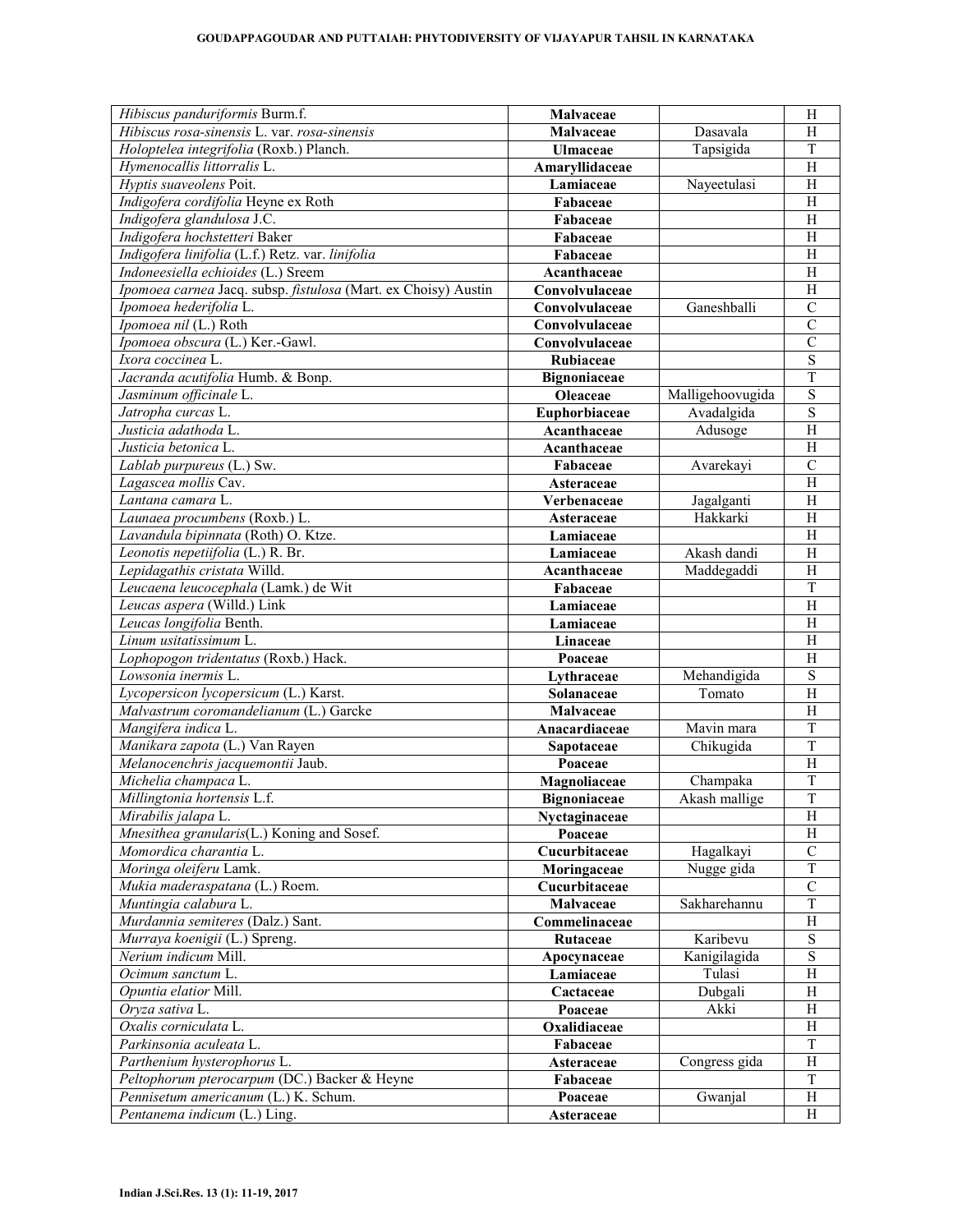| | | | |
|---|---|---|---|
| *Hibiscus panduriformis* Burm.f. | **Malvaceae** | | H |
| *Hibiscus rosa-sinensis* L. var. *rosa-sinensis* | **Malvaceae** | Dasavala | H |
| *Holoptelea integrifolia* (Roxb.) Planch. | **Ulmaceae** | Tapsigida | T |
| *Hymenocallis littorralis* L. | **Amaryllidaceae** | | H |
| *Hyptis suaveolens* Poit. | **Lamiaceae** | Nayeetulasi | H |
| *Indigofera cordifolia* Heyne ex Roth | **Fabaceae** | | H |
| *Indigofera glandulosa* J.C. | **Fabaceae** | | H |
| *Indigofera hochstetteri* Baker | **Fabaceae** | | H |
| *Indigofera linifolia* (L.f.) Retz. var. *linifolia* | **Fabaceae** | | H |
| *Indoneesiella echioides* (L.) Sreem | **Acanthaceae** | | H |
| *Ipomoea carnea* Jacq. subsp. *fistulosa* (Mart. ex Choisy) Austin | **Convolvulaceae** | | H |
| *Ipomoea hederifolia* L. | **Convolvulaceae** | Ganeshballi | C |
| *Ipomoea nil* (L.) Roth | **Convolvulaceae** | | C |
| *Ipomoea obscura* (L.) Ker.-Gawl. | **Convolvulaceae** | | C |
| *Ixora coccinea* L. | **Rubiaceae** | | S |
| *Jacranda acutifolia* Humb. & Bonp. | **Bignoniaceae** | | T |
| *Jasminum officinale* L. | **Oleaceae** | Malligehoovugida | S |
| *Jatropha curcas* L. | **Euphorbiaceae** | Avadalgida | S |
| *Justicia adathoda* L. | **Acanthaceae** | Adusoge | H |
| *Justicia betonica* L. | **Acanthaceae** | | H |
| *Lablab purpureus* (L.) Sw. | **Fabaceae** | Avarekayi | C |
| *Lagascea mollis* Cav. | **Asteraceae** | | H |
| *Lantana camara* L. | **Verbenaceae** | Jagalganti | H |
| *Launaea procumbens* (Roxb.) L. | **Asteraceae** | Hakkarki | H |
| *Lavandula bipinnata* (Roth) O. Ktze. | **Lamiaceae** | | H |
| *Leonotis nepetiifolia* (L.) R. Br. | **Lamiaceae** | Akash dandi | H |
| *Lepidagathis cristata* Willd. | **Acanthaceae** | Maddegaddi | H |
| *Leucaena leucocephala* (Lamk.) de Wit | **Fabaceae** | | T |
| *Leucas aspera* (Willd.) Link | **Lamiaceae** | | H |
| *Leucas longifolia* Benth. | **Lamiaceae** | | H |
| *Linum usitatissimum* L. | **Linaceae** | | H |
| *Lophopogon tridentatus* (Roxb.) Hack. | **Poaceae** | | H |
| *Lowsonia inermis* L. | **Lythraceae** | Mehandigida | S |
| *Lycopersicon lycopersicum* (L.) Karst. | **Solanaceae** | Tomato | H |
| *Malvastrum coromandelianum* (L.) Garcke | **Malvaceae** | | H |
| *Mangifera indica* L. | **Anacardiaceae** | Mavin mara | T |
| *Manikara zapota* (L.) Van Rayen | **Sapotaceae** | Chikugida | T |
| *Melanocenchris jacquemontii* Jaub. | **Poaceae** | | H |
| *Michelia champaca* L. | **Magnoliaceae** | Champaka | T |
| *Millingtonia hortensis* L.f. | **Bignoniaceae** | Akash mallige | T |
| *Mirabilis jalapa* L. | **Nyctaginaceae** | | H |
| *Mnesithea granularis*(L.) Koning and Sosef. | **Poaceae** | | H |
| *Momordica charantia* L. | **Cucurbitaceae** | Hagalkayi | C |
| *Moringa oleiferu* Lamk. | **Moringaceae** | Nugge gida | T |
| *Mukia maderaspatana* (L.) Roem. | **Cucurbitaceae** | | C |
| *Muntingia calabura* L. | **Malvaceae** | Sakharehannu | T |
| *Murdannia semiteres* (Dalz.) Sant. | **Commelinaceae** | | H |
| *Murraya koenigii* (L.) Spreng. | **Rutaceae** | Karibevu | S |
| *Nerium indicum* Mill. | **Apocynaceae** | Kanigilagida | S |
| *Ocimum sanctum* L. | **Lamiaceae** | Tulasi | H |
| *Opuntia elatior* Mill. | **Cactaceae** | Dubgali | H |
| *Oryza sativa* L. | **Poaceae** | Akki | H |
| *Oxalis corniculata* L. | **Oxalidiaceae** | | H |
| *Parkinsonia aculeata* L. | **Fabaceae** | | T |
| *Parthenium hysterophorus* L. | **Asteraceae** | Congress gida | H |
| *Peltophorum pterocarpum* (DC.) Backer & Heyne | **Fabaceae** | | T |
| *Pennisetum americanum* (L.) K. Schum. | **Poaceae** | Gwanjal | H |
| *Pentanema indicum* (L.) Ling. | **Asteraceae** | | H |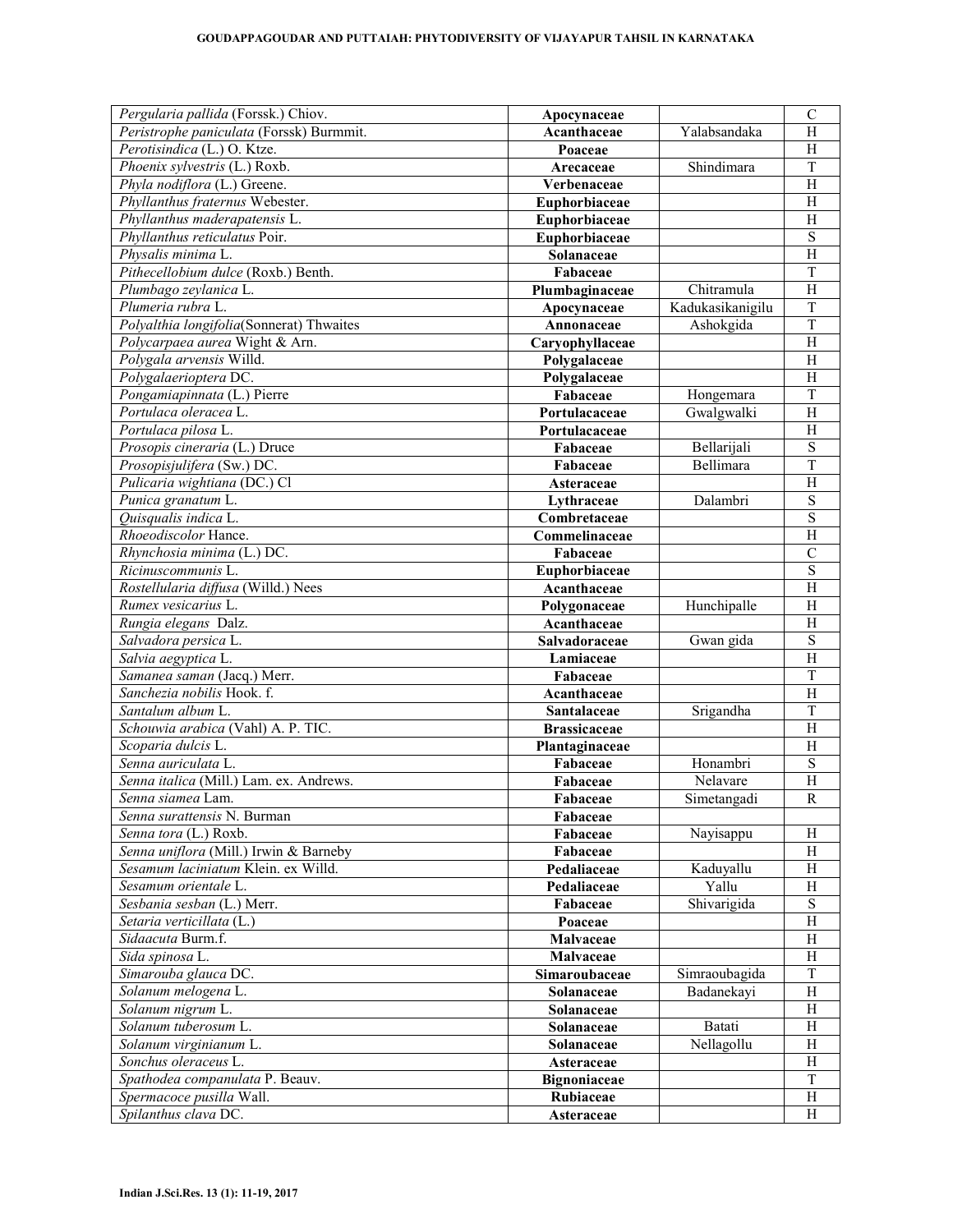| | | | |
|---|---|---|---|
| *Pergularia pallida* (Forssk.) Chiov. | **Apocynaceae** | | C |
| *Peristrophe paniculata* (Forssk) Burmmit. | **Acanthaceae** | Yalabsandaka | H |
| *Perotisindica* (L.) O. Ktze. | **Poaceae** | | H |
| *Phoenix sylvestris* (L.) Roxb. | **Arecaceae** | Shindimara | T |
| *Phyla nodiflora* (L.) Greene. | **Verbenaceae** | | H |
| *Phyllanthus fraternus* Webester. | **Euphorbiaceae** | | H |
| *Phyllanthus maderapatensis* L. | **Euphorbiaceae** | | H |
| *Phyllanthus reticulatus* Poir. | **Euphorbiaceae** | | S |
| *Physalis minima* L. | **Solanaceae** | | H |
| *Pithecellobium dulce* (Roxb.) Benth. | **Fabaceae** | | T |
| *Plumbago zeylanica* L. | **Plumbaginaceae** | Chitramula | H |
| *Plumeria rubra* L. | **Apocynaceae** | Kadukasikanigilu | T |
| *Polyalthia longifolia*(Sonnerat) Thwaites | **Annonaceae** | Ashokgida | T |
| *Polycarpaea aurea* Wight & Arn. | **Caryophyllaceae** | | H |
| *Polygala arvensis* Willd. | **Polygalaceae** | | H |
| *Polygalaerioptera* DC. | **Polygalaceae** | | H |
| *Pongamiapinnata* (L.) Pierre | **Fabaceae** | Hongemara | T |
| *Portulaca oleracea* L. | **Portulacaceae** | Gwalgwalki | H |
| *Portulaca pilosa* L. | **Portulacaceae** | | H |
| *Prosopis cineraria* (L.) Druce | **Fabaceae** | Bellarijali | S |
| *Prosopisjulifera* (Sw.) DC. | **Fabaceae** | Bellimara | T |
| *Pulicaria wightiana* (DC.) Cl | **Asteraceae** | | H |
| *Punica granatum* L. | **Lythraceae** | Dalambri | S |
| *Quisqualis indica* L. | **Combretaceae** | | S |
| *Rhoeodiscolor* Hance. | **Commelinaceae** | | H |
| *Rhynchosia minima* (L.) DC. | **Fabaceae** | | C |
| *Ricinuscommunis* L. | **Euphorbiaceae** | | S |
| *Rostellularia diffusa* (Willd.) Nees | **Acanthaceae** | | H |
| *Rumex vesicarius* L. | **Polygonaceae** | Hunchipalle | H |
| *Rungia elegans* Dalz. | **Acanthaceae** | | H |
| *Salvadora persica* L. | **Salvadoraceae** | Gwan gida | S |
| *Salvia aegyptica* L. | **Lamiaceae** | | H |
| *Samanea saman* (Jacq.) Merr. | **Fabaceae** | | T |
| *Sanchezia nobilis* Hook. f. | **Acanthaceae** | | H |
| *Santalum album* L. | **Santalaceae** | Srigandha | T |
| *Schouwia arabica* (Vahl) A. P. TIC. | **Brassicaceae** | | H |
| *Scoparia dulcis* L. | **Plantaginaceae** | | H |
| *Senna auriculata* L. | **Fabaceae** | Honambri | S |
| *Senna italica* (Mill.) Lam. ex. Andrews. | **Fabaceae** | Nelavare | H |
| *Senna siamea* Lam. | **Fabaceae** | Simetangadi | R |
| *Senna surattensis* N. Burman | **Fabaceae** | | |
| *Senna tora* (L.) Roxb. | **Fabaceae** | Nayisappu | H |
| *Senna uniflora* (Mill.) Irwin & Barneby | **Fabaceae** | | H |
| *Sesamum laciniatum* Klein. ex Willd. | **Pedaliaceae** | Kaduyallu | H |
| *Sesamum orientale* L. | **Pedaliaceae** | Yallu | H |
| *Sesbania sesban* (L.) Merr. | **Fabaceae** | Shivarigida | S |
| *Setaria verticillata* (L.) | **Poaceae** | | H |
| *Sidaacuta* Burm.f. | **Malvaceae** | | H |
| *Sida spinosa* L. | **Malvaceae** | | H |
| *Simarouba glauca* DC. | **Simaroubaceae** | Simraoubagida | T |
| *Solanum melogena* L. | **Solanaceae** | Badanekayi | H |
| *Solanum nigrum* L. | **Solanaceae** | | H |
| *Solanum tuberosum* L. | **Solanaceae** | Batati | H |
| *Solanum virginianum* L. | **Solanaceae** | Nellagollu | H |
| *Sonchus oleraceus* L. | **Asteraceae** | | H |
| *Spathodea companulata* P. Beauv. | **Bignoniaceae** | | T |
| *Spermacoce pusilla* Wall. | **Rubiaceae** | | H |
| *Spilanthus clava* DC. | **Asteraceae** | | H |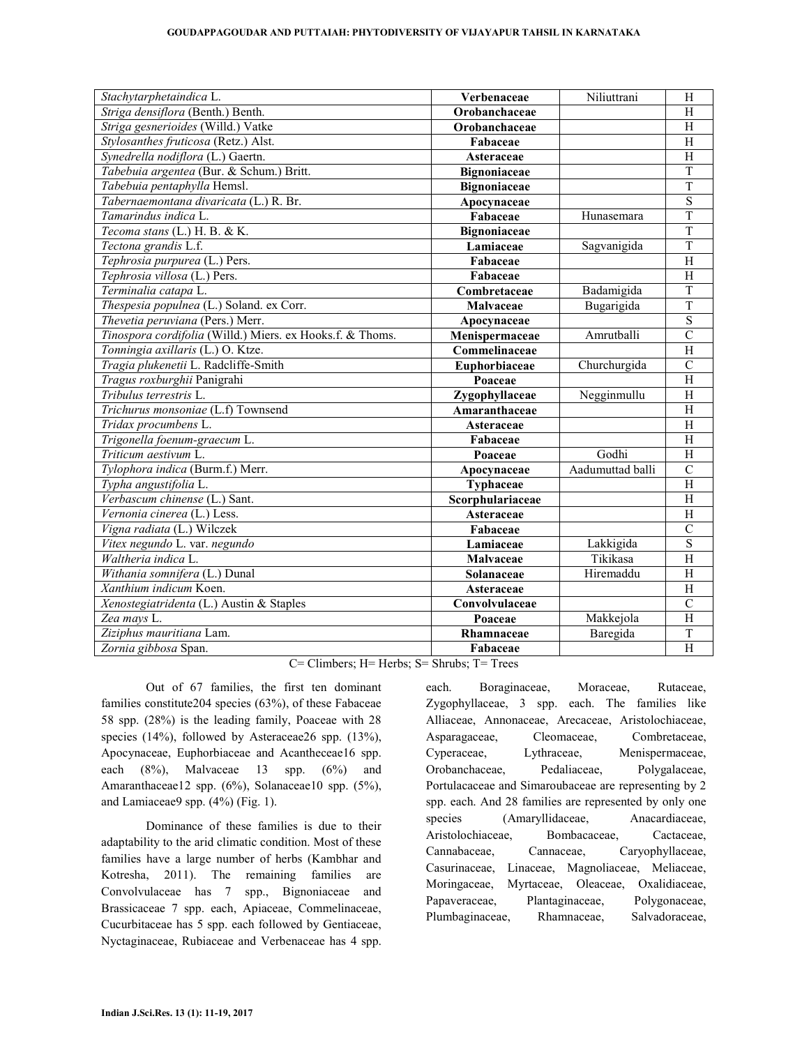| | | | |
|---|---|---|---|
| *Stachytarphetaindica* L. | **Verbenaceae** | Niliuttrani | H |
| *Striga densiflora* (Benth.) Benth. | **Orobanchaceae** | | H |
| *Striga gesnerioides* (Willd.) Vatke | **Orobanchaceae** | | H |
| *Stylosanthes fruticosa* (Retz.) Alst. | **Fabaceae** | | H |
| *Synedrella nodiflora* (L.) Gaertn. | **Asteraceae** | | H |
| *Tabebuia argentea* (Bur. & Schum.) Britt. | **Bignoniaceae** | | T |
| *Tabebuia pentaphylla* Hemsl. | **Bignoniaceae** | | T |
| *Tabernaemontana divaricata* (L.) R. Br. | **Apocynaceae** | | S |
| *Tamarindus indica* L. | **Fabaceae** | Hunasemara | T |
| *Tecoma stans* (L.) H. B. & K. | **Bignoniaceae** | | T |
| *Tectona grandis* L.f. | **Lamiaceae** | Sagvanigida | T |
| *Tephrosia purpurea* (L.) Pers. | **Fabaceae** | | H |
| *Tephrosia villosa* (L.) Pers. | **Fabaceae** | | H |
| *Terminalia catapa* L. | **Combretaceae** | Badamigida | T |
| *Thespesia populnea* (L.) Soland. ex Corr. | **Malvaceae** | Bugarigida | T |
| *Thevetia peruviana* (Pers.) Merr. | **Apocynaceae** | | S |
| *Tinospora cordifolia* (Willd.) Miers. ex Hooks.f. & Thoms. | **Menispermaceae** | Amrutballi | C |
| *Tonningia axillaris* (L.) O. Ktze. | **Commelinaceae** | | H |
| *Tragia plukenetii* L. Radcliffe-Smith | **Euphorbiaceae** | Churchurgida | C |
| *Tragus roxburghii* Panigrahi | **Poaceae** | | H |
| *Tribulus terrestris* L. | **Zygophyllaceae** | Negginmullu | H |
| *Trichurus monsoniae* (L.f) Townsend | **Amaranthaceae** | | H |
| *Tridax procumbens* L. | **Asteraceae** | | H |
| *Trigonella foenum-graecum* L. | **Fabaceae** | | H |
| *Triticum aestivum* L. | **Poaceae** | Godhi | H |
| *Tylophora indica* (Burm.f.) Merr. | **Apocynaceae** | Aadumuttad balli | C |
| *Typha angustifolia* L. | **Typhaceae** | | H |
| *Verbascum chinense* (L.) Sant. | **Scorphulariaceae** | | H |
| *Vernonia cinerea* (L.) Less. | **Asteraceae** | | H |
| *Vigna radiata* (L.) Wilczek | **Fabaceae** | | C |
| *Vitex negundo* L. var. *negundo* | **Lamiaceae** | Lakkigida | S |
| *Waltheria indica* L. | **Malvaceae** | Tikikasa | H |
| *Withania somnifera* (L.) Dunal | **Solanaceae** | Hiremaddu | H |
| *Xanthium indicum* Koen. | **Asteraceae** | | H |
| *Xenostegiatridenta* (L.) Austin & Staples | **Convolvulaceae** | | C |
| *Zea mays* L. | **Poaceae** | Makkejola | H |
| *Ziziphus mauritiana* Lam. | **Rhamnaceae** | Baregida | T |
| *Zornia gibbosa* Span. | **Fabaceae** | | H |

C= Climbers; H= Herbs; S= Shrubs; T= Trees

Out of 67 families, the first ten dominant families constitute204 species (63%), of these Fabaceae 58 spp. (28%) is the leading family, Poaceae with 28 species (14%), followed by Asteraceae26 spp. (13%), Apocynaceae, Euphorbiaceae and Acantheceae16 spp. each (8%), Malvaceae 13 spp. (6%) and Amaranthaceae12 spp. (6%), Solanaceae10 spp. (5%), and Lamiaceae9 spp. (4%) (Fig. 1).

Dominance of these families is due to their adaptability to the arid climatic condition. Most of these families have a large number of herbs (Kambhar and Kotresha, 2011). The remaining families are Convolvulaceae has 7 spp., Bignoniaceae and Brassicaceae 7 spp. each, Apiaceae, Commelinaceae, Cucurbitaceae has 5 spp. each followed by Gentiaceae, Nyctaginaceae, Rubiaceae and Verbenaceae has 4 spp. each. Boraginaceae, Moraceae, Rutaceae, Zygophyllaceae, 3 spp. each. The families like Alliaceae, Annonaceae, Arecaceae, Aristolochiaceae, Asparagaceae, Cleomaceae, Combretaceae, Cyperaceae, Lythraceae, Menispermaceae, Orobanchaceae, Pedaliaceae, Polygalaceae, Portulacaceae and Simaroubaceae are representing by 2 spp. each. And 28 families are represented by only one species (Amaryllidaceae, Anacardiaceae, Aristolochiaceae, Bombacaceae, Cactaceae, Cannabaceae, Cannaceae, Caryophyllaceae, Casurinaceae, Linaceae, Magnoliaceae, Meliaceae, Moringaceae, Myrtaceae, Oleaceae, Oxalidiaceae, Papaveraceae, Plantaginaceae, Polygonaceae, Plumbaginaceae, Rhamnaceae, Salvadoraceae,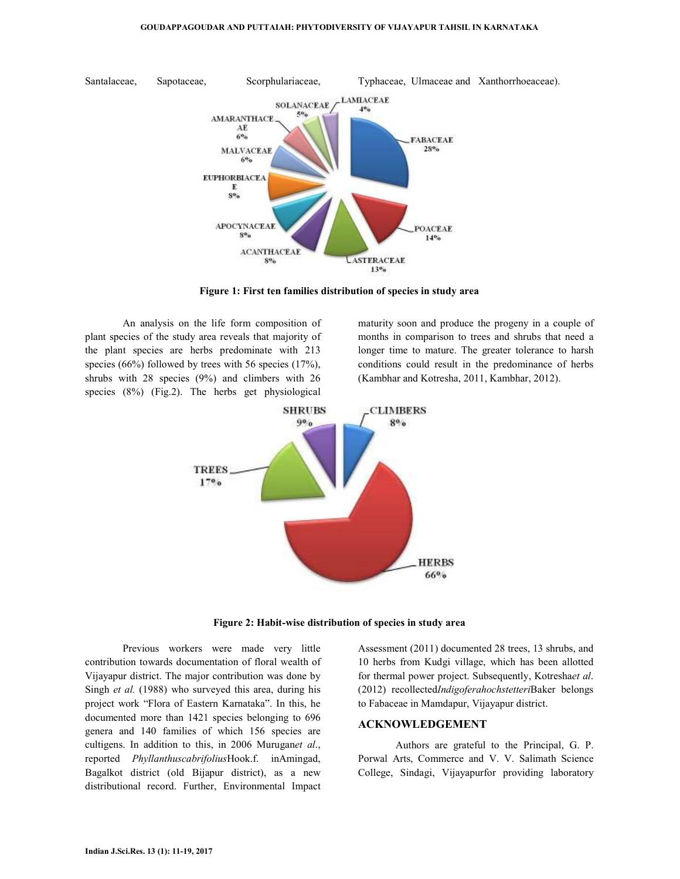Santalaceae, Sapotaceae, Scorphulariaceae, Typhaceae, Ulmaceae and Xanthorrhoeaceae).

Figure 1: First ten families distribution of species in study area

An analysis on the life form composition of plant species of the study area reveals that majority of the plant species are herbs predominate with 213 species (66%) followed by trees with 56 species (17%), shrubs with 28 species (9%) and climbers with 26 species (8%) (Fig.2). The herbs get physiological maturity soon and produce the progeny in a couple of months in comparison to trees and shrubs that need a longer time to mature. The greater tolerance to harsh conditions could result in the predominance of herbs (Kambhar and Kotresha, 2011, Kambhar, 2012).

Figure 2: Habit-wise distribution of species in study area

Previous workers were made very little contribution towards documentation of floral wealth of Vijayapur district. The major contribution was done by Singh *et al.* (1988) who surveyed this area, during his project work "Flora of Eastern Karnataka". In this, he documented more than 1421 species belonging to 696 genera and 140 families of which 156 species are cultigens. In addition to this, in 2006 Murugan*et al*., reported *Phyllanthuscabrifolius*Hook.f. inAmingad, Bagalkot district (old Bijapur district), as a new distributional record. Further, Environmental Impact Assessment (2011) documented 28 trees, 13 shrubs, and 10 herbs from Kudgi village, which has been allotted for thermal power project. Subsequently, Kotresha*et al*. (2012) recollected*Indigoferahochstetteri*Baker belongs to Fabaceae in Mamdapur, Vijayapur district.

## ACKNOWLEDGEMENT

Authors are grateful to the Principal, G. P. Porwal Arts, Commerce and V. V. Salimath Science College, Sindagi, Vijayapurfor providing laboratory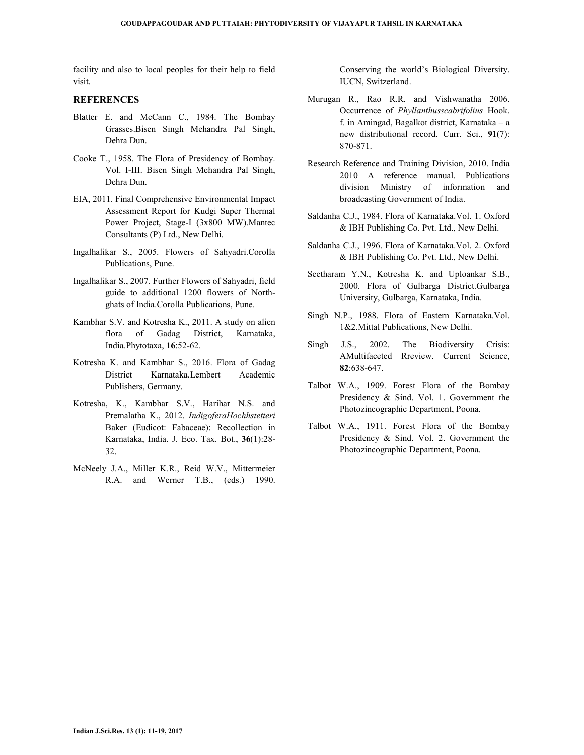facility and also to local peoples for their help to field visit.

## REFERENCES

Blatter E. and McCann C., 1984. The Bombay Grasses.Bisen Singh Mehandra Pal Singh, Dehra Dun.

Cooke T., 1958. The Flora of Presidency of Bombay. Vol. I-III. Bisen Singh Mehandra Pal Singh, Dehra Dun.

EIA, 2011. Final Comprehensive Environmental Impact Assessment Report for Kudgi Super Thermal Power Project, Stage-I (3x800 MW).Mantec Consultants (P) Ltd., New Delhi.

Ingalhalikar S., 2005. Flowers of Sahyadri.Corolla Publications, Pune.

Ingalhalikar S., 2007. Further Flowers of Sahyadri, field guide to additional 1200 flowers of North-ghats of India.Corolla Publications, Pune.

Kambhar S.V. and Kotresha K., 2011. A study on alien flora of Gadag District, Karnataka, India.Phytotaxa, **16**:52-62.

Kotresha K. and Kambhar S., 2016. Flora of Gadag District Karnataka.Lembert Academic Publishers, Germany.

Kotresha, K., Kambhar S.V., Harihar N.S. and Premalatha K., 2012. *IndigoferaHochhstetteri* Baker (Eudicot: Fabaceae): Recollection in Karnataka, India. J. Eco. Tax. Bot., **36**(1):28-32.

McNeely J.A., Miller K.R., Reid W.V., Mittermeier R.A. and Werner T.B., (eds.) 1990. Conserving the world's Biological Diversity. IUCN, Switzerland.

Murugan R., Rao R.R. and Vishwanatha 2006. Occurrence of *Phyllanthusscabrifolius* Hook. f. in Amingad, Bagalkot district, Karnataka – a new distributional record. Curr. Sci., **91**(7): 870-871.

Research Reference and Training Division, 2010. India 2010 A reference manual. Publications division Ministry of information and broadcasting Government of India.

Saldanha C.J., 1984. Flora of Karnataka.Vol. 1. Oxford & IBH Publishing Co. Pvt. Ltd., New Delhi.

Saldanha C.J., 1996. Flora of Karnataka.Vol. 2. Oxford & IBH Publishing Co. Pvt. Ltd., New Delhi.

Seetharam Y.N., Kotresha K. and Uploankar S.B., 2000. Flora of Gulbarga District.Gulbarga University, Gulbarga, Karnataka, India.

Singh N.P., 1988. Flora of Eastern Karnataka.Vol. 1&2.Mittal Publications, New Delhi.

Singh J.S., 2002. The Biodiversity Crisis: AMultifaceted Rreview. Current Science, **82**:638-647.

Talbot W.A., 1909. Forest Flora of the Bombay Presidency & Sind. Vol. 1. Government the Photozincographic Department, Poona.

Talbot W.A., 1911. Forest Flora of the Bombay Presidency & Sind. Vol. 2. Government the Photozincographic Department, Poona.